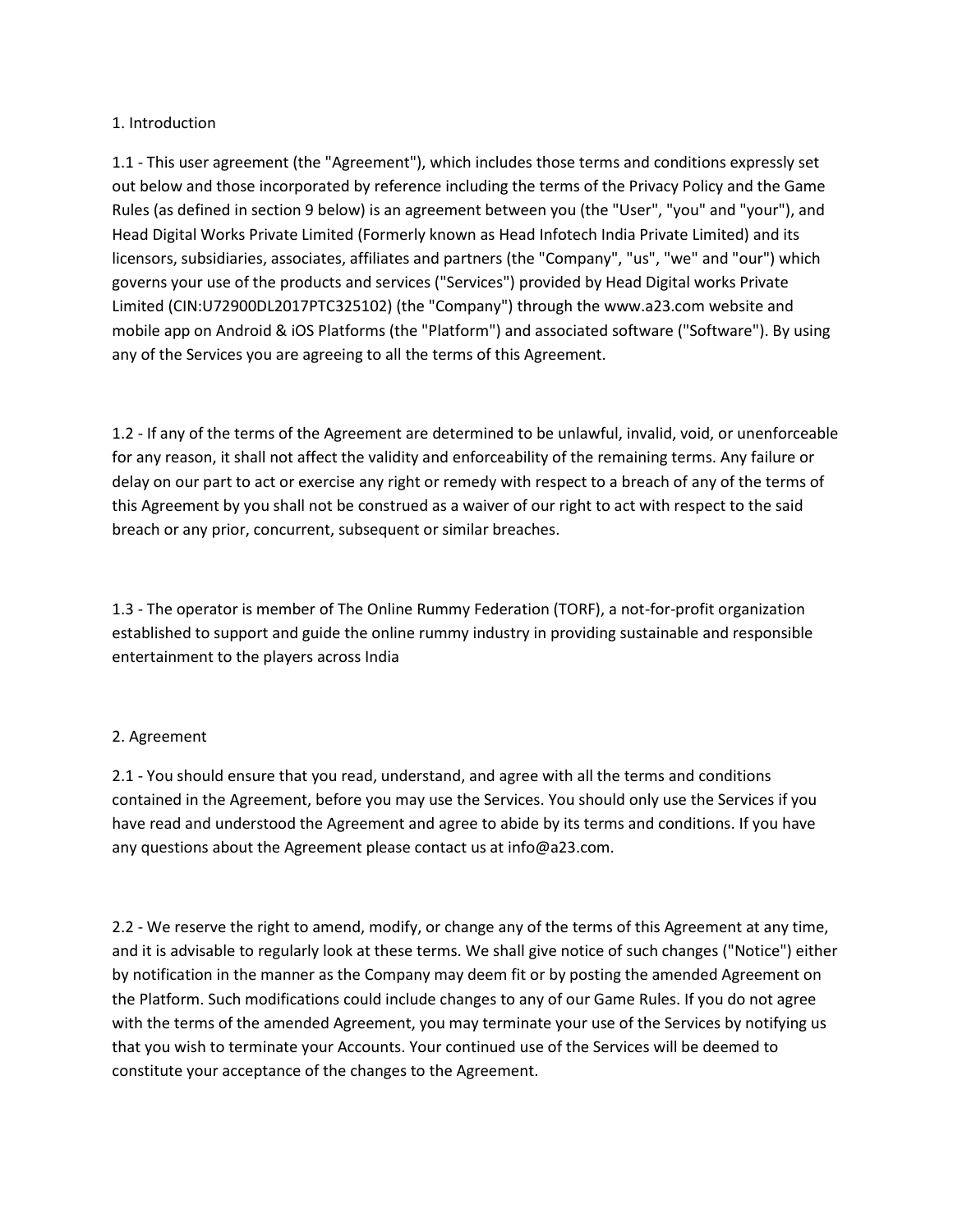## 1. Introduction

1.1 - This user agreement (the "Agreement"), which includes those terms and conditions expressly set out below and those incorporated by reference including the terms of the Privacy Policy and the Game Rules (as defined in section 9 below) is an agreement between you (the "User", "you" and "your"), and Head Digital Works Private Limited (Formerly known as Head Infotech India Private Limited) and its licensors, subsidiaries, associates, affiliates and partners (the "Company", "us", "we" and "our") which governs your use of the products and services ("Services") provided by Head Digital works Private Limited (CIN:U72900DL2017PTC325102) (the "Company") through the www.a23.com website and mobile app on Android & iOS Platforms (the "Platform") and associated software ("Software"). By using any of the Services you are agreeing to all the terms of this Agreement.

1.2 - If any of the terms of the Agreement are determined to be unlawful, invalid, void, or unenforceable for any reason, it shall not affect the validity and enforceability of the remaining terms. Any failure or delay on our part to act or exercise any right or remedy with respect to a breach of any of the terms of this Agreement by you shall not be construed as a waiver of our right to act with respect to the said breach or any prior, concurrent, subsequent or similar breaches.

1.3 - The operator is member of The Online Rummy Federation (TORF), a not-for-profit organization established to support and guide the online rummy industry in providing sustainable and responsible entertainment to the players across India

## 2. Agreement

2.1 - You should ensure that you read, understand, and agree with all the terms and conditions contained in the Agreement, before you may use the Services. You should only use the Services if you have read and understood the Agreement and agree to abide by its terms and conditions. If you have any questions about the Agreement please contact us at info@a23.com.

2.2 - We reserve the right to amend, modify, or change any of the terms of this Agreement at any time, and it is advisable to regularly look at these terms. We shall give notice of such changes ("Notice") either by notification in the manner as the Company may deem fit or by posting the amended Agreement on the Platform. Such modifications could include changes to any of our Game Rules. If you do not agree with the terms of the amended Agreement, you may terminate your use of the Services by notifying us that you wish to terminate your Accounts. Your continued use of the Services will be deemed to constitute your acceptance of the changes to the Agreement.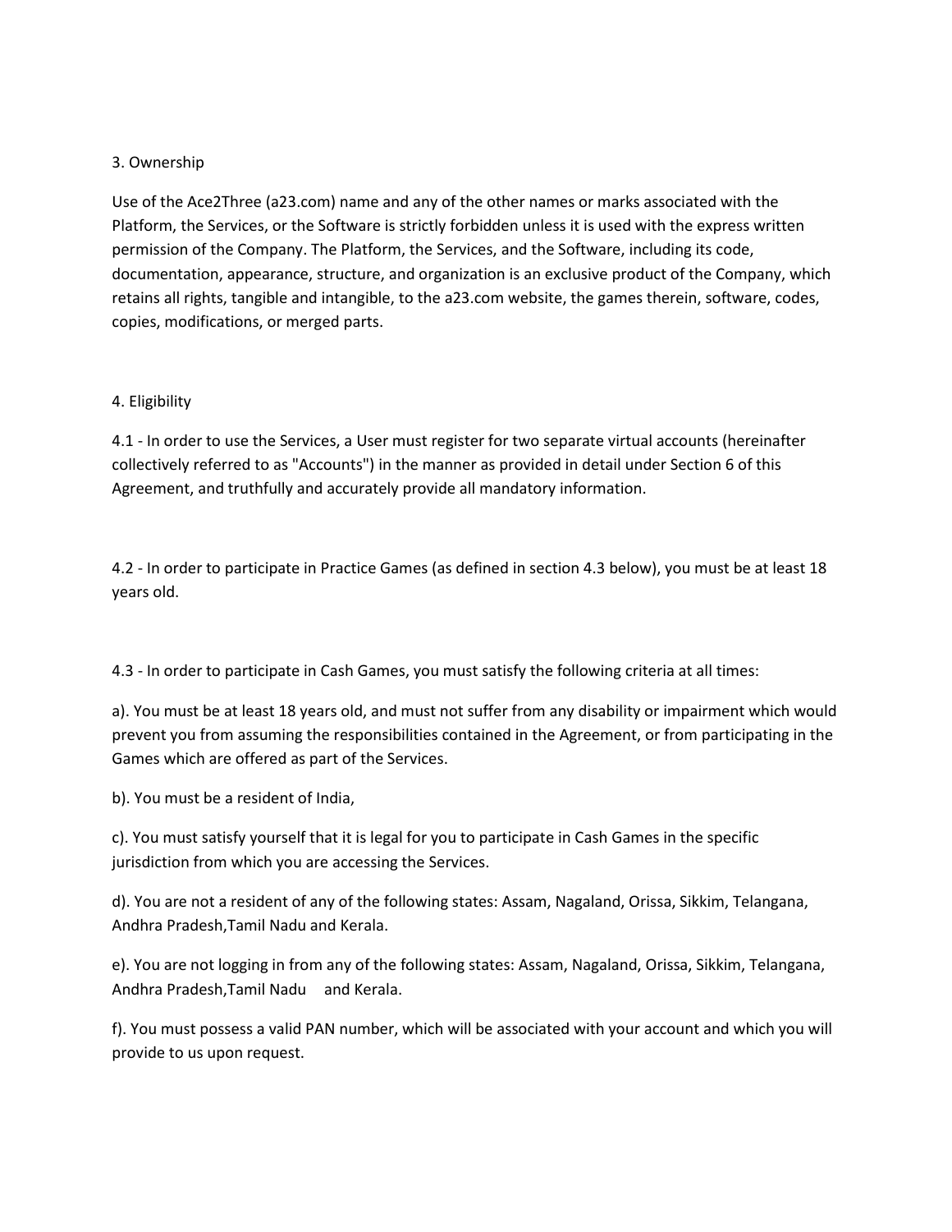## 3. Ownership

Use of the Ace2Three (a23.com) name and any of the other names or marks associated with the Platform, the Services, or the Software is strictly forbidden unless it is used with the express written permission of the Company. The Platform, the Services, and the Software, including its code, documentation, appearance, structure, and organization is an exclusive product of the Company, which retains all rights, tangible and intangible, to the a23.com website, the games therein, software, codes, copies, modifications, or merged parts.

## 4. Eligibility

4.1 - In order to use the Services, a User must register for two separate virtual accounts (hereinafter collectively referred to as "Accounts") in the manner as provided in detail under Section 6 of this Agreement, and truthfully and accurately provide all mandatory information.

4.2 - In order to participate in Practice Games (as defined in section 4.3 below), you must be at least 18 years old.

4.3 - In order to participate in Cash Games, you must satisfy the following criteria at all times:

a). You must be at least 18 years old, and must not suffer from any disability or impairment which would prevent you from assuming the responsibilities contained in the Agreement, or from participating in the Games which are offered as part of the Services.

b). You must be a resident of India,

c). You must satisfy yourself that it is legal for you to participate in Cash Games in the specific jurisdiction from which you are accessing the Services.

d). You are not a resident of any of the following states: Assam, Nagaland, Orissa, Sikkim, Telangana, Andhra Pradesh,Tamil Nadu and Kerala.

e). You are not logging in from any of the following states: Assam, Nagaland, Orissa, Sikkim, Telangana, Andhra Pradesh,Tamil Nadu and Kerala.

f). You must possess a valid PAN number, which will be associated with your account and which you will provide to us upon request.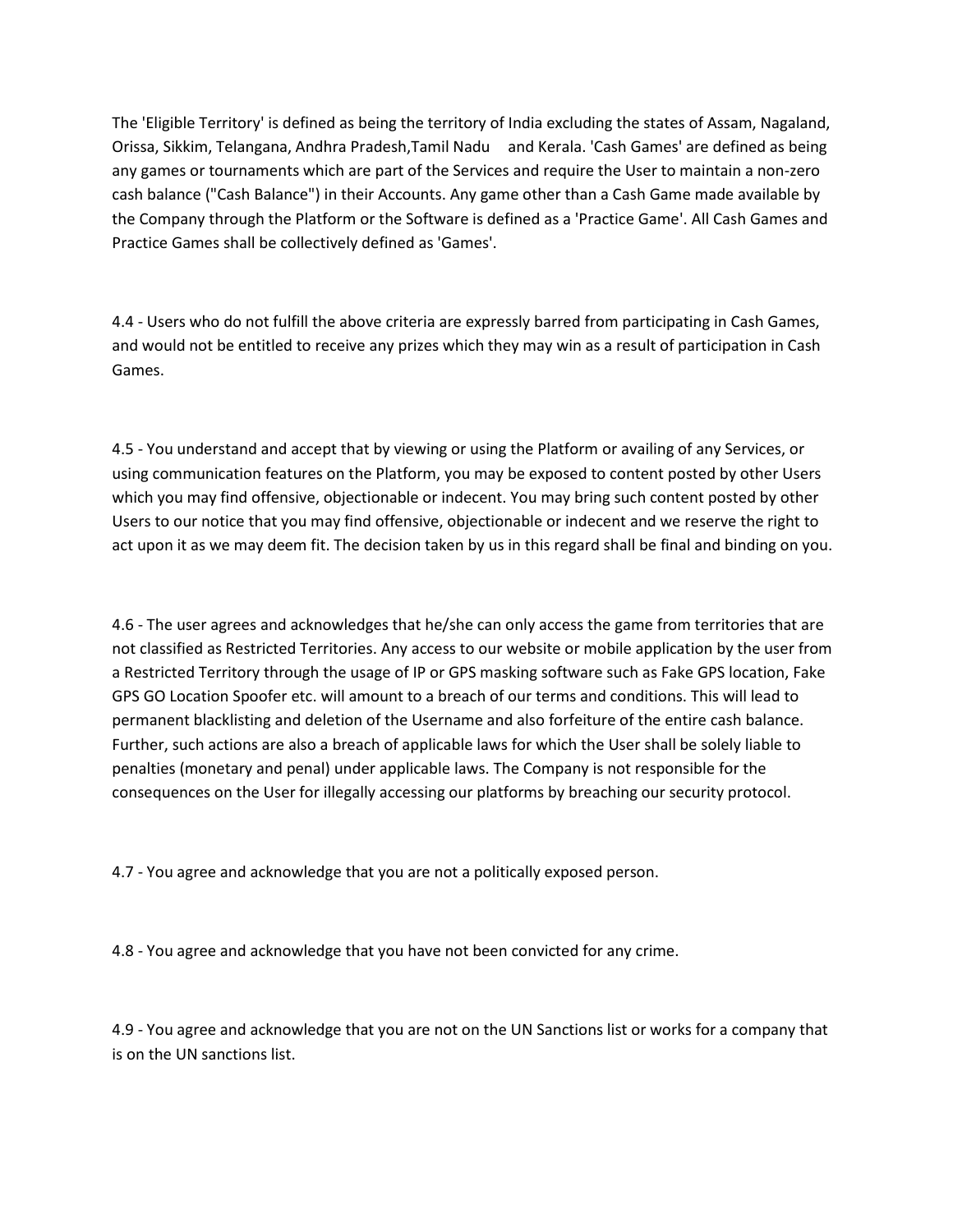The 'Eligible Territory' is defined as being the territory of India excluding the states of Assam, Nagaland, Orissa, Sikkim, Telangana, Andhra Pradesh,Tamil Nadu and Kerala. 'Cash Games' are defined as being any games or tournaments which are part of the Services and require the User to maintain a non-zero cash balance ("Cash Balance") in their Accounts. Any game other than a Cash Game made available by the Company through the Platform or the Software is defined as a 'Practice Game'. All Cash Games and Practice Games shall be collectively defined as 'Games'.

4.4 - Users who do not fulfill the above criteria are expressly barred from participating in Cash Games, and would not be entitled to receive any prizes which they may win as a result of participation in Cash Games.

4.5 - You understand and accept that by viewing or using the Platform or availing of any Services, or using communication features on the Platform, you may be exposed to content posted by other Users which you may find offensive, objectionable or indecent. You may bring such content posted by other Users to our notice that you may find offensive, objectionable or indecent and we reserve the right to act upon it as we may deem fit. The decision taken by us in this regard shall be final and binding on you.

4.6 - The user agrees and acknowledges that he/she can only access the game from territories that are not classified as Restricted Territories. Any access to our website or mobile application by the user from a Restricted Territory through the usage of IP or GPS masking software such as Fake GPS location, Fake GPS GO Location Spoofer etc. will amount to a breach of our terms and conditions. This will lead to permanent blacklisting and deletion of the Username and also forfeiture of the entire cash balance. Further, such actions are also a breach of applicable laws for which the User shall be solely liable to penalties (monetary and penal) under applicable laws. The Company is not responsible for the consequences on the User for illegally accessing our platforms by breaching our security protocol.

4.7 - You agree and acknowledge that you are not a politically exposed person.

4.8 - You agree and acknowledge that you have not been convicted for any crime.

4.9 - You agree and acknowledge that you are not on the UN Sanctions list or works for a company that is on the UN sanctions list.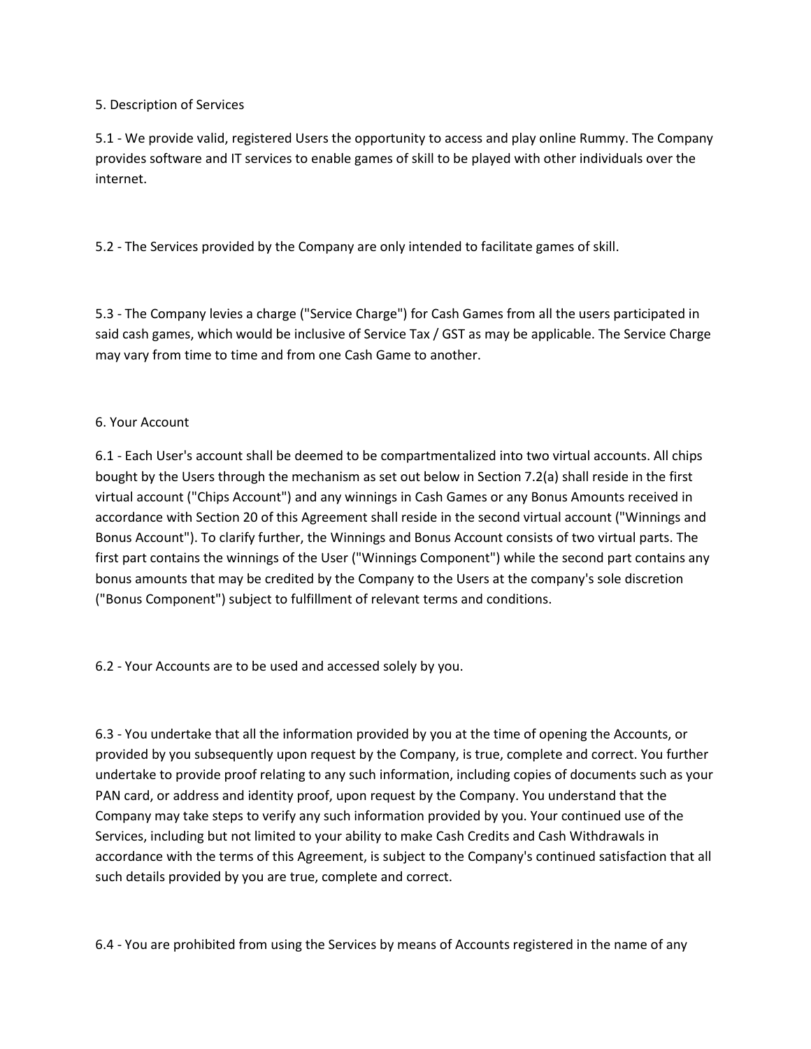## 5. Description of Services

5.1 - We provide valid, registered Users the opportunity to access and play online Rummy. The Company provides software and IT services to enable games of skill to be played with other individuals over the internet.

5.2 - The Services provided by the Company are only intended to facilitate games of skill.

5.3 - The Company levies a charge ("Service Charge") for Cash Games from all the users participated in said cash games, which would be inclusive of Service Tax / GST as may be applicable. The Service Charge may vary from time to time and from one Cash Game to another.

## 6. Your Account

6.1 - Each User's account shall be deemed to be compartmentalized into two virtual accounts. All chips bought by the Users through the mechanism as set out below in Section 7.2(a) shall reside in the first virtual account ("Chips Account") and any winnings in Cash Games or any Bonus Amounts received in accordance with Section 20 of this Agreement shall reside in the second virtual account ("Winnings and Bonus Account"). To clarify further, the Winnings and Bonus Account consists of two virtual parts. The first part contains the winnings of the User ("Winnings Component") while the second part contains any bonus amounts that may be credited by the Company to the Users at the company's sole discretion ("Bonus Component") subject to fulfillment of relevant terms and conditions.

6.2 - Your Accounts are to be used and accessed solely by you.

6.3 - You undertake that all the information provided by you at the time of opening the Accounts, or provided by you subsequently upon request by the Company, is true, complete and correct. You further undertake to provide proof relating to any such information, including copies of documents such as your PAN card, or address and identity proof, upon request by the Company. You understand that the Company may take steps to verify any such information provided by you. Your continued use of the Services, including but not limited to your ability to make Cash Credits and Cash Withdrawals in accordance with the terms of this Agreement, is subject to the Company's continued satisfaction that all such details provided by you are true, complete and correct.

6.4 - You are prohibited from using the Services by means of Accounts registered in the name of any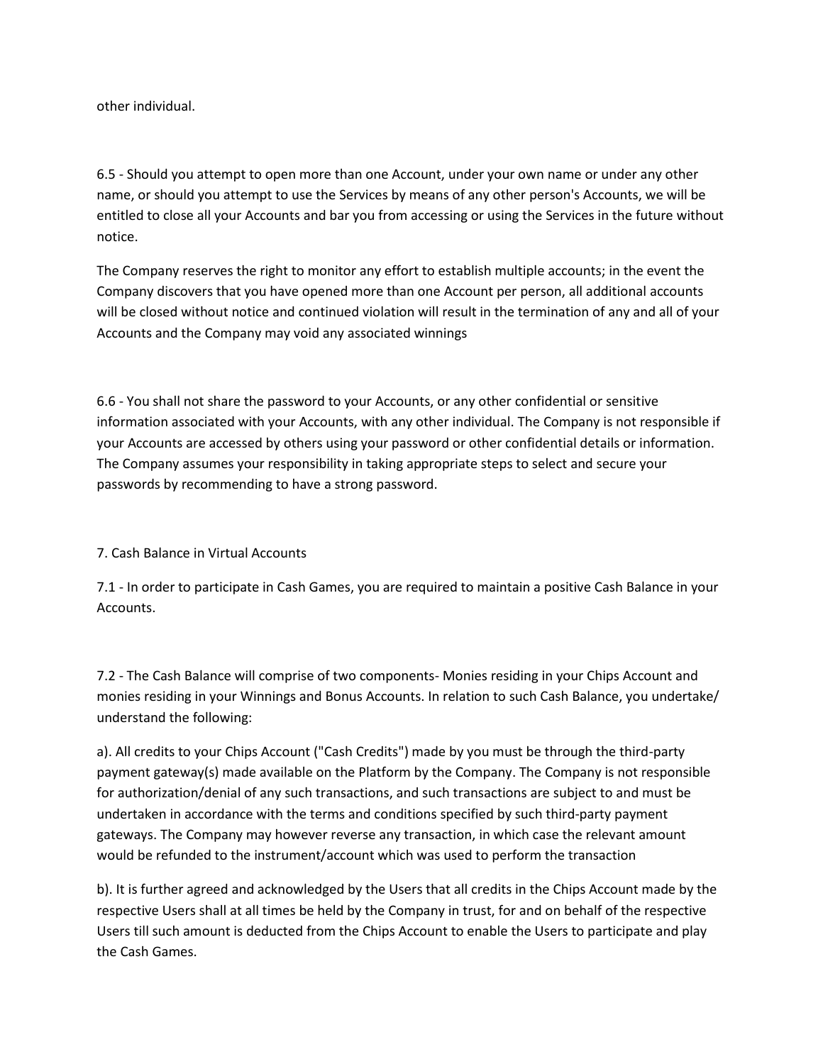other individual.

6.5 - Should you attempt to open more than one Account, under your own name or under any other name, or should you attempt to use the Services by means of any other person's Accounts, we will be entitled to close all your Accounts and bar you from accessing or using the Services in the future without notice.

The Company reserves the right to monitor any effort to establish multiple accounts; in the event the Company discovers that you have opened more than one Account per person, all additional accounts will be closed without notice and continued violation will result in the termination of any and all of your Accounts and the Company may void any associated winnings

6.6 - You shall not share the password to your Accounts, or any other confidential or sensitive information associated with your Accounts, with any other individual. The Company is not responsible if your Accounts are accessed by others using your password or other confidential details or information. The Company assumes your responsibility in taking appropriate steps to select and secure your passwords by recommending to have a strong password.

## 7. Cash Balance in Virtual Accounts

7.1 - In order to participate in Cash Games, you are required to maintain a positive Cash Balance in your Accounts.

7.2 - The Cash Balance will comprise of two components- Monies residing in your Chips Account and monies residing in your Winnings and Bonus Accounts. In relation to such Cash Balance, you undertake/ understand the following:

a). All credits to your Chips Account ("Cash Credits") made by you must be through the third-party payment gateway(s) made available on the Platform by the Company. The Company is not responsible for authorization/denial of any such transactions, and such transactions are subject to and must be undertaken in accordance with the terms and conditions specified by such third-party payment gateways. The Company may however reverse any transaction, in which case the relevant amount would be refunded to the instrument/account which was used to perform the transaction

b). It is further agreed and acknowledged by the Users that all credits in the Chips Account made by the respective Users shall at all times be held by the Company in trust, for and on behalf of the respective Users till such amount is deducted from the Chips Account to enable the Users to participate and play the Cash Games.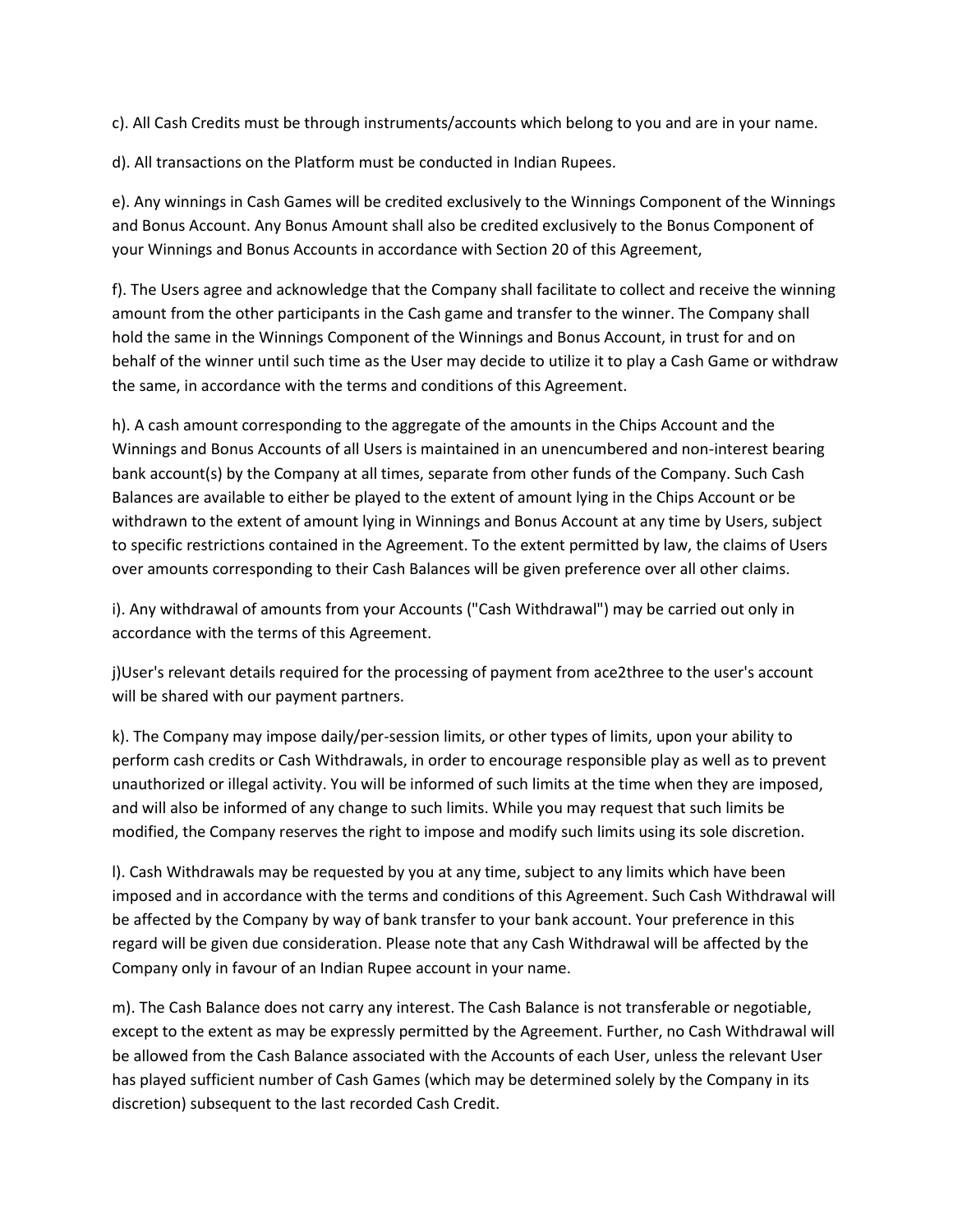c). All Cash Credits must be through instruments/accounts which belong to you and are in your name.

d). All transactions on the Platform must be conducted in Indian Rupees.

e). Any winnings in Cash Games will be credited exclusively to the Winnings Component of the Winnings and Bonus Account. Any Bonus Amount shall also be credited exclusively to the Bonus Component of your Winnings and Bonus Accounts in accordance with Section 20 of this Agreement,

f). The Users agree and acknowledge that the Company shall facilitate to collect and receive the winning amount from the other participants in the Cash game and transfer to the winner. The Company shall hold the same in the Winnings Component of the Winnings and Bonus Account, in trust for and on behalf of the winner until such time as the User may decide to utilize it to play a Cash Game or withdraw the same, in accordance with the terms and conditions of this Agreement.

h). A cash amount corresponding to the aggregate of the amounts in the Chips Account and the Winnings and Bonus Accounts of all Users is maintained in an unencumbered and non-interest bearing bank account(s) by the Company at all times, separate from other funds of the Company. Such Cash Balances are available to either be played to the extent of amount lying in the Chips Account or be withdrawn to the extent of amount lying in Winnings and Bonus Account at any time by Users, subject to specific restrictions contained in the Agreement. To the extent permitted by law, the claims of Users over amounts corresponding to their Cash Balances will be given preference over all other claims.

i). Any withdrawal of amounts from your Accounts ("Cash Withdrawal") may be carried out only in accordance with the terms of this Agreement.

j)User's relevant details required for the processing of payment from ace2three to the user's account will be shared with our payment partners.

k). The Company may impose daily/per-session limits, or other types of limits, upon your ability to perform cash credits or Cash Withdrawals, in order to encourage responsible play as well as to prevent unauthorized or illegal activity. You will be informed of such limits at the time when they are imposed, and will also be informed of any change to such limits. While you may request that such limits be modified, the Company reserves the right to impose and modify such limits using its sole discretion.

l). Cash Withdrawals may be requested by you at any time, subject to any limits which have been imposed and in accordance with the terms and conditions of this Agreement. Such Cash Withdrawal will be affected by the Company by way of bank transfer to your bank account. Your preference in this regard will be given due consideration. Please note that any Cash Withdrawal will be affected by the Company only in favour of an Indian Rupee account in your name.

m). The Cash Balance does not carry any interest. The Cash Balance is not transferable or negotiable, except to the extent as may be expressly permitted by the Agreement. Further, no Cash Withdrawal will be allowed from the Cash Balance associated with the Accounts of each User, unless the relevant User has played sufficient number of Cash Games (which may be determined solely by the Company in its discretion) subsequent to the last recorded Cash Credit.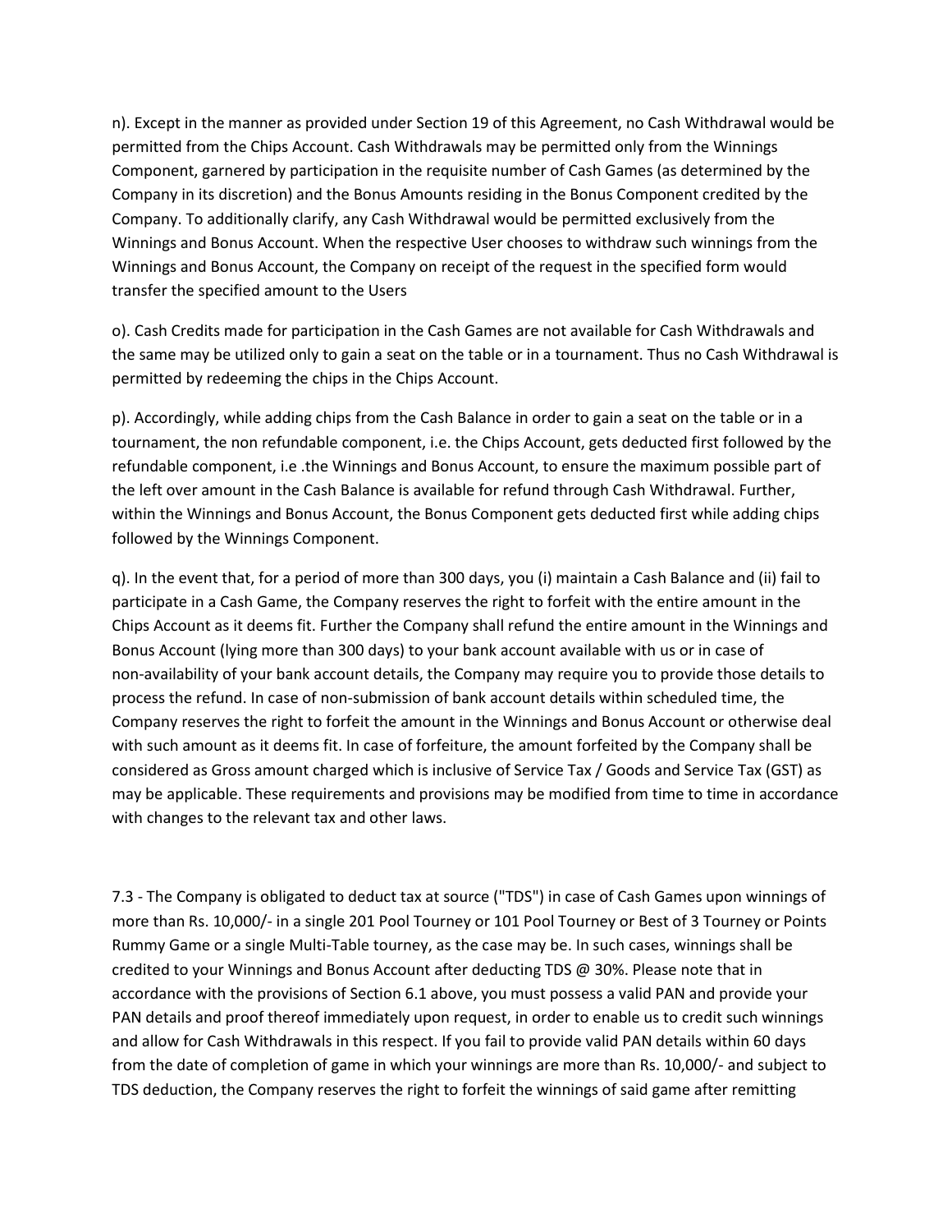n). Except in the manner as provided under Section 19 of this Agreement, no Cash Withdrawal would be permitted from the Chips Account. Cash Withdrawals may be permitted only from the Winnings Component, garnered by participation in the requisite number of Cash Games (as determined by the Company in its discretion) and the Bonus Amounts residing in the Bonus Component credited by the Company. To additionally clarify, any Cash Withdrawal would be permitted exclusively from the Winnings and Bonus Account. When the respective User chooses to withdraw such winnings from the Winnings and Bonus Account, the Company on receipt of the request in the specified form would transfer the specified amount to the Users

o). Cash Credits made for participation in the Cash Games are not available for Cash Withdrawals and the same may be utilized only to gain a seat on the table or in a tournament. Thus no Cash Withdrawal is permitted by redeeming the chips in the Chips Account.

p). Accordingly, while adding chips from the Cash Balance in order to gain a seat on the table or in a tournament, the non refundable component, i.e. the Chips Account, gets deducted first followed by the refundable component, i.e .the Winnings and Bonus Account, to ensure the maximum possible part of the left over amount in the Cash Balance is available for refund through Cash Withdrawal. Further, within the Winnings and Bonus Account, the Bonus Component gets deducted first while adding chips followed by the Winnings Component.

q). In the event that, for a period of more than 300 days, you (i) maintain a Cash Balance and (ii) fail to participate in a Cash Game, the Company reserves the right to forfeit with the entire amount in the Chips Account as it deems fit. Further the Company shall refund the entire amount in the Winnings and Bonus Account (lying more than 300 days) to your bank account available with us or in case of non-availability of your bank account details, the Company may require you to provide those details to process the refund. In case of non-submission of bank account details within scheduled time, the Company reserves the right to forfeit the amount in the Winnings and Bonus Account or otherwise deal with such amount as it deems fit. In case of forfeiture, the amount forfeited by the Company shall be considered as Gross amount charged which is inclusive of Service Tax / Goods and Service Tax (GST) as may be applicable. These requirements and provisions may be modified from time to time in accordance with changes to the relevant tax and other laws.

7.3 - The Company is obligated to deduct tax at source ("TDS") in case of Cash Games upon winnings of more than Rs. 10,000/- in a single 201 Pool Tourney or 101 Pool Tourney or Best of 3 Tourney or Points Rummy Game or a single Multi-Table tourney, as the case may be. In such cases, winnings shall be credited to your Winnings and Bonus Account after deducting TDS @ 30%. Please note that in accordance with the provisions of Section 6.1 above, you must possess a valid PAN and provide your PAN details and proof thereof immediately upon request, in order to enable us to credit such winnings and allow for Cash Withdrawals in this respect. If you fail to provide valid PAN details within 60 days from the date of completion of game in which your winnings are more than Rs. 10,000/- and subject to TDS deduction, the Company reserves the right to forfeit the winnings of said game after remitting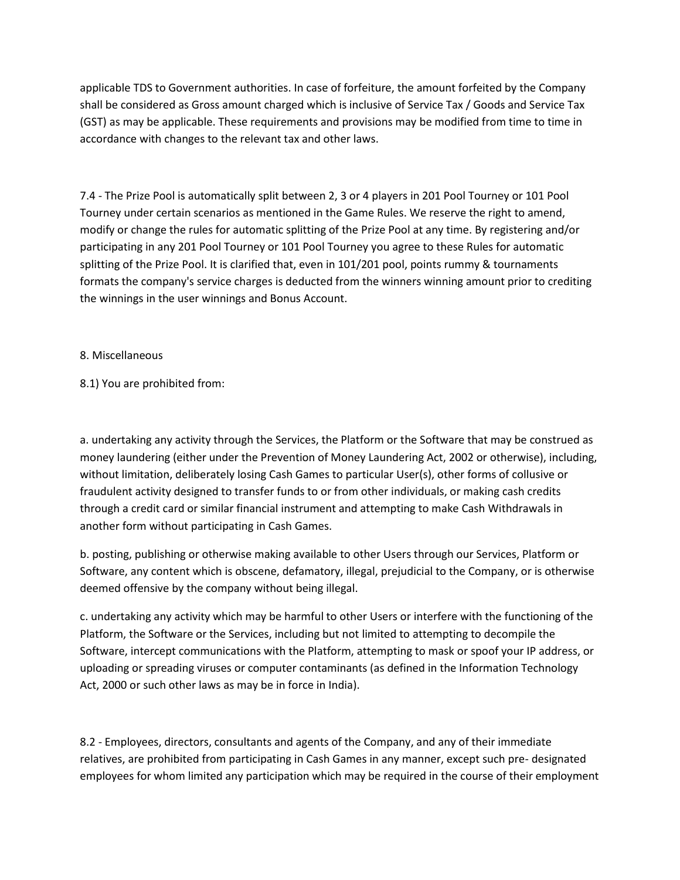applicable TDS to Government authorities. In case of forfeiture, the amount forfeited by the Company shall be considered as Gross amount charged which is inclusive of Service Tax / Goods and Service Tax (GST) as may be applicable. These requirements and provisions may be modified from time to time in accordance with changes to the relevant tax and other laws.

7.4 - The Prize Pool is automatically split between 2, 3 or 4 players in 201 Pool Tourney or 101 Pool Tourney under certain scenarios as mentioned in the Game Rules. We reserve the right to amend, modify or change the rules for automatic splitting of the Prize Pool at any time. By registering and/or participating in any 201 Pool Tourney or 101 Pool Tourney you agree to these Rules for automatic splitting of the Prize Pool. It is clarified that, even in 101/201 pool, points rummy & tournaments formats the company's service charges is deducted from the winners winning amount prior to crediting the winnings in the user winnings and Bonus Account.

## 8. Miscellaneous

8.1) You are prohibited from:

a. undertaking any activity through the Services, the Platform or the Software that may be construed as money laundering (either under the Prevention of Money Laundering Act, 2002 or otherwise), including, without limitation, deliberately losing Cash Games to particular User(s), other forms of collusive or fraudulent activity designed to transfer funds to or from other individuals, or making cash credits through a credit card or similar financial instrument and attempting to make Cash Withdrawals in another form without participating in Cash Games.

b. posting, publishing or otherwise making available to other Users through our Services, Platform or Software, any content which is obscene, defamatory, illegal, prejudicial to the Company, or is otherwise deemed offensive by the company without being illegal.

c. undertaking any activity which may be harmful to other Users or interfere with the functioning of the Platform, the Software or the Services, including but not limited to attempting to decompile the Software, intercept communications with the Platform, attempting to mask or spoof your IP address, or uploading or spreading viruses or computer contaminants (as defined in the Information Technology Act, 2000 or such other laws as may be in force in India).

8.2 - Employees, directors, consultants and agents of the Company, and any of their immediate relatives, are prohibited from participating in Cash Games in any manner, except such pre- designated employees for whom limited any participation which may be required in the course of their employment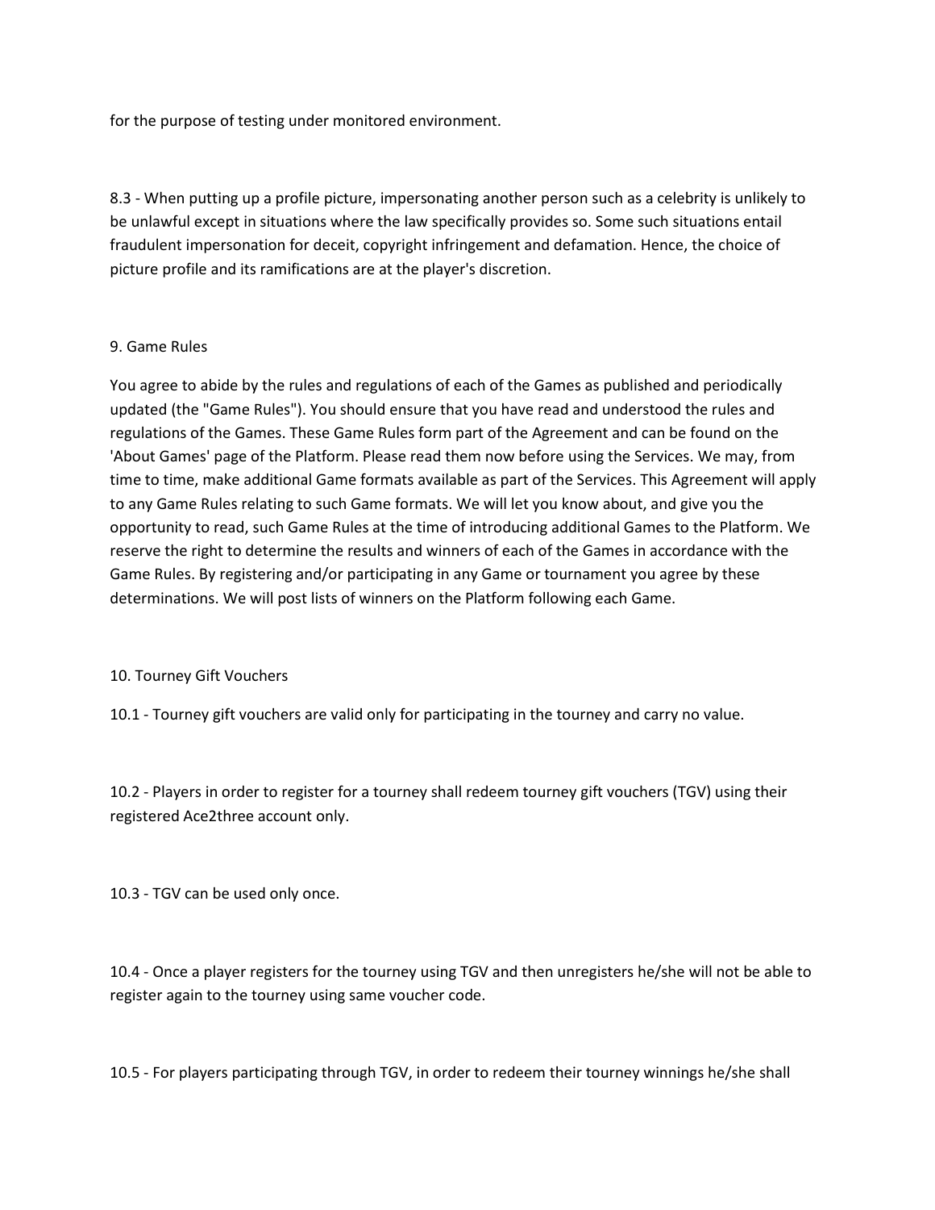for the purpose of testing under monitored environment.

8.3 - When putting up a profile picture, impersonating another person such as a celebrity is unlikely to be unlawful except in situations where the law specifically provides so. Some such situations entail fraudulent impersonation for deceit, copyright infringement and defamation. Hence, the choice of picture profile and its ramifications are at the player's discretion.

## 9. Game Rules

You agree to abide by the rules and regulations of each of the Games as published and periodically updated (the "Game Rules"). You should ensure that you have read and understood the rules and regulations of the Games. These Game Rules form part of the Agreement and can be found on the 'About Games' page of the Platform. Please read them now before using the Services. We may, from time to time, make additional Game formats available as part of the Services. This Agreement will apply to any Game Rules relating to such Game formats. We will let you know about, and give you the opportunity to read, such Game Rules at the time of introducing additional Games to the Platform. We reserve the right to determine the results and winners of each of the Games in accordance with the Game Rules. By registering and/or participating in any Game or tournament you agree by these determinations. We will post lists of winners on the Platform following each Game.

## 10. Tourney Gift Vouchers

10.1 - Tourney gift vouchers are valid only for participating in the tourney and carry no value.

10.2 - Players in order to register for a tourney shall redeem tourney gift vouchers (TGV) using their registered Ace2three account only.

10.3 - TGV can be used only once.

10.4 - Once a player registers for the tourney using TGV and then unregisters he/she will not be able to register again to the tourney using same voucher code.

10.5 - For players participating through TGV, in order to redeem their tourney winnings he/she shall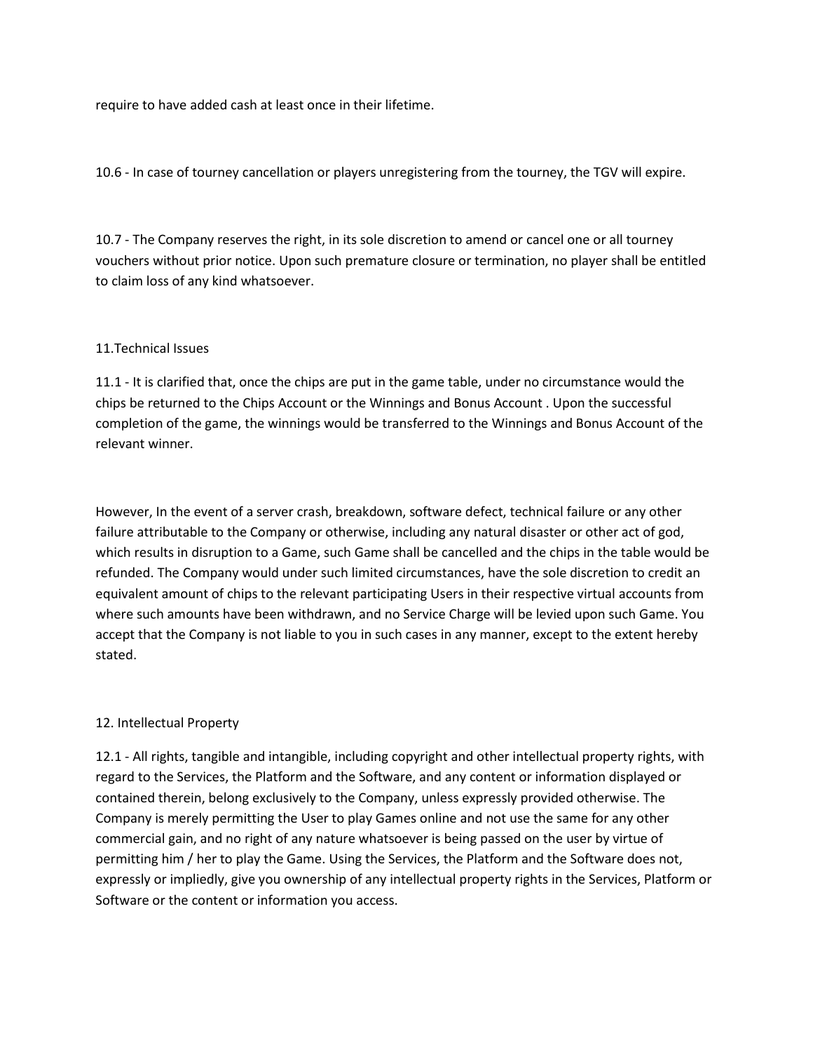require to have added cash at least once in their lifetime.

10.6 - In case of tourney cancellation or players unregistering from the tourney, the TGV will expire.

10.7 - The Company reserves the right, in its sole discretion to amend or cancel one or all tourney vouchers without prior notice. Upon such premature closure or termination, no player shall be entitled to claim loss of any kind whatsoever.

## 11.Technical Issues

11.1 - It is clarified that, once the chips are put in the game table, under no circumstance would the chips be returned to the Chips Account or the Winnings and Bonus Account . Upon the successful completion of the game, the winnings would be transferred to the Winnings and Bonus Account of the relevant winner.

However, In the event of a server crash, breakdown, software defect, technical failure or any other failure attributable to the Company or otherwise, including any natural disaster or other act of god, which results in disruption to a Game, such Game shall be cancelled and the chips in the table would be refunded. The Company would under such limited circumstances, have the sole discretion to credit an equivalent amount of chips to the relevant participating Users in their respective virtual accounts from where such amounts have been withdrawn, and no Service Charge will be levied upon such Game. You accept that the Company is not liable to you in such cases in any manner, except to the extent hereby stated.

## 12. Intellectual Property

12.1 - All rights, tangible and intangible, including copyright and other intellectual property rights, with regard to the Services, the Platform and the Software, and any content or information displayed or contained therein, belong exclusively to the Company, unless expressly provided otherwise. The Company is merely permitting the User to play Games online and not use the same for any other commercial gain, and no right of any nature whatsoever is being passed on the user by virtue of permitting him / her to play the Game. Using the Services, the Platform and the Software does not, expressly or impliedly, give you ownership of any intellectual property rights in the Services, Platform or Software or the content or information you access.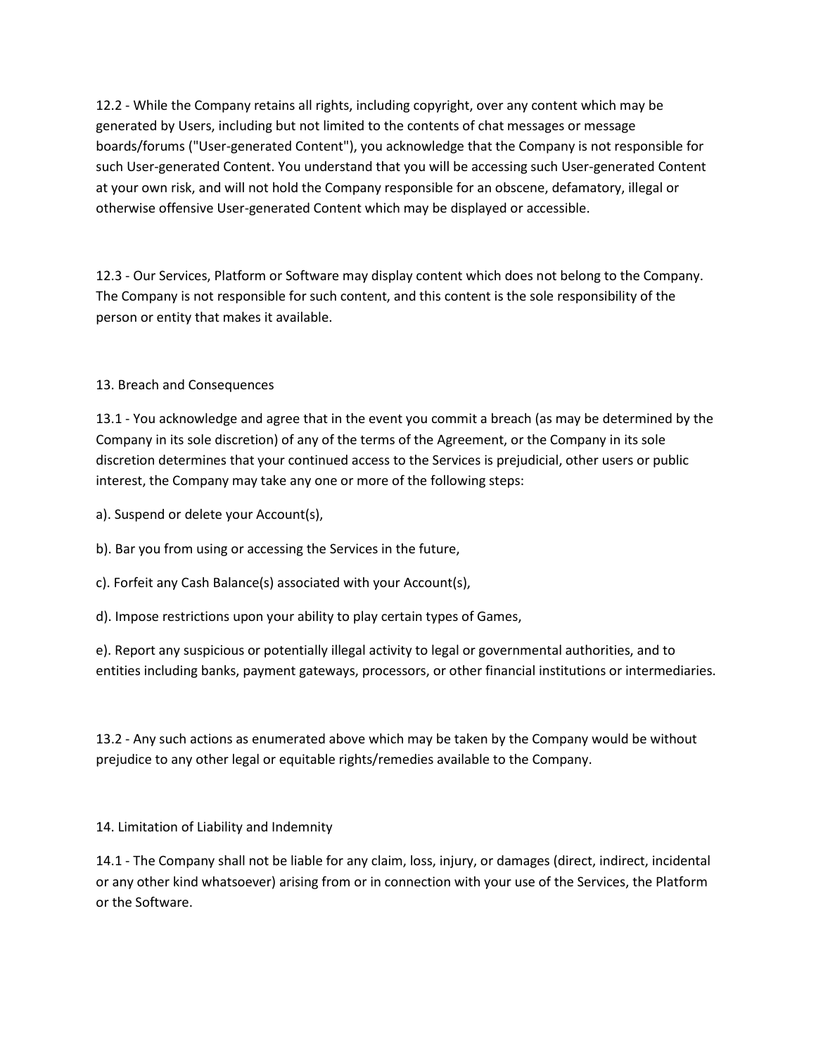12.2 - While the Company retains all rights, including copyright, over any content which may be generated by Users, including but not limited to the contents of chat messages or message boards/forums ("User-generated Content"), you acknowledge that the Company is not responsible for such User-generated Content. You understand that you will be accessing such User-generated Content at your own risk, and will not hold the Company responsible for an obscene, defamatory, illegal or otherwise offensive User-generated Content which may be displayed or accessible.

12.3 - Our Services, Platform or Software may display content which does not belong to the Company. The Company is not responsible for such content, and this content is the sole responsibility of the person or entity that makes it available.

## 13. Breach and Consequences

13.1 - You acknowledge and agree that in the event you commit a breach (as may be determined by the Company in its sole discretion) of any of the terms of the Agreement, or the Company in its sole discretion determines that your continued access to the Services is prejudicial, other users or public interest, the Company may take any one or more of the following steps:

a). Suspend or delete your Account(s),

b). Bar you from using or accessing the Services in the future,

c). Forfeit any Cash Balance(s) associated with your Account(s),

d). Impose restrictions upon your ability to play certain types of Games,

e). Report any suspicious or potentially illegal activity to legal or governmental authorities, and to entities including banks, payment gateways, processors, or other financial institutions or intermediaries.

13.2 - Any such actions as enumerated above which may be taken by the Company would be without prejudice to any other legal or equitable rights/remedies available to the Company.

## 14. Limitation of Liability and Indemnity

14.1 - The Company shall not be liable for any claim, loss, injury, or damages (direct, indirect, incidental or any other kind whatsoever) arising from or in connection with your use of the Services, the Platform or the Software.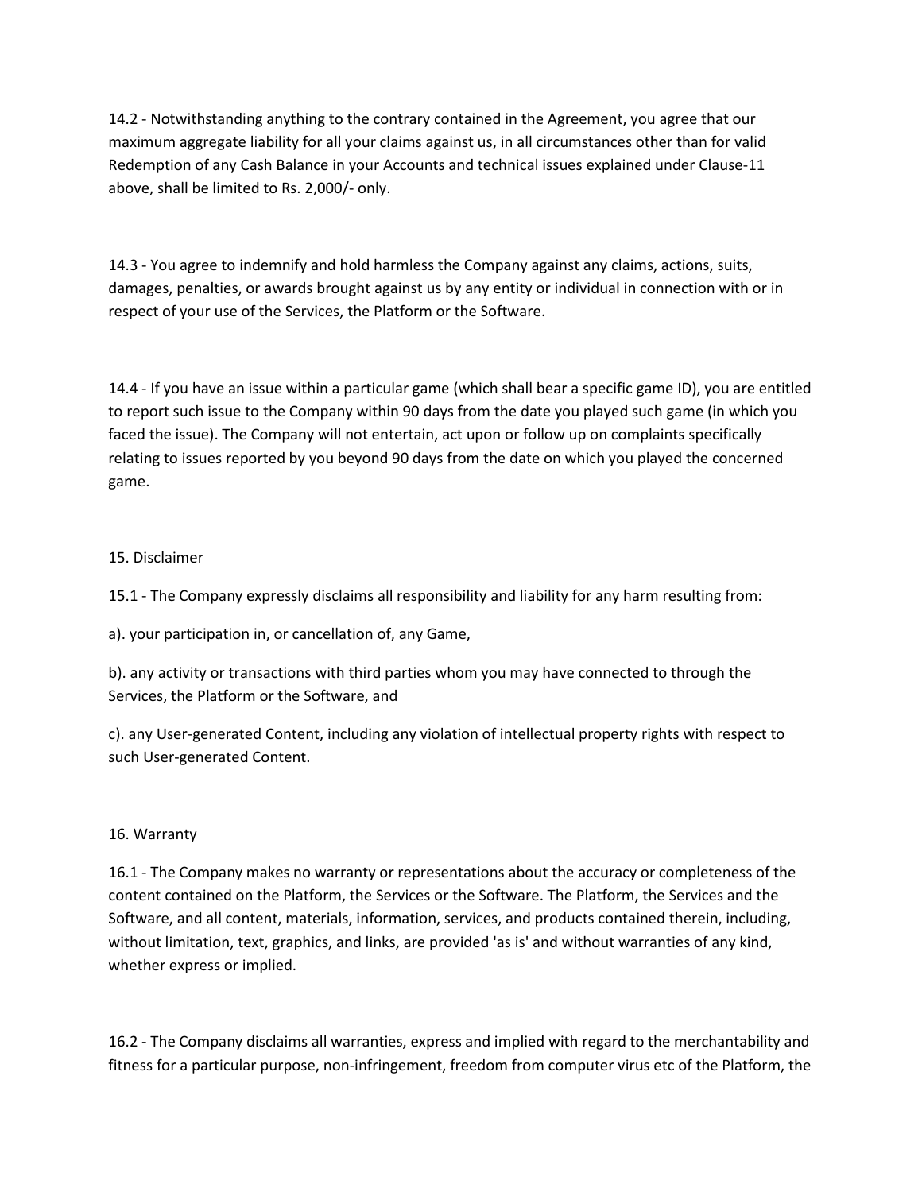14.2 - Notwithstanding anything to the contrary contained in the Agreement, you agree that our maximum aggregate liability for all your claims against us, in all circumstances other than for valid Redemption of any Cash Balance in your Accounts and technical issues explained under Clause-11 above, shall be limited to Rs. 2,000/- only.

14.3 - You agree to indemnify and hold harmless the Company against any claims, actions, suits, damages, penalties, or awards brought against us by any entity or individual in connection with or in respect of your use of the Services, the Platform or the Software.

14.4 - If you have an issue within a particular game (which shall bear a specific game ID), you are entitled to report such issue to the Company within 90 days from the date you played such game (in which you faced the issue). The Company will not entertain, act upon or follow up on complaints specifically relating to issues reported by you beyond 90 days from the date on which you played the concerned game.

15. Disclaimer

15.1 - The Company expressly disclaims all responsibility and liability for any harm resulting from:

a). your participation in, or cancellation of, any Game,

b). any activity or transactions with third parties whom you may have connected to through the Services, the Platform or the Software, and

c). any User-generated Content, including any violation of intellectual property rights with respect to such User-generated Content.

16. Warranty

16.1 - The Company makes no warranty or representations about the accuracy or completeness of the content contained on the Platform, the Services or the Software. The Platform, the Services and the Software, and all content, materials, information, services, and products contained therein, including, without limitation, text, graphics, and links, are provided 'as is' and without warranties of any kind, whether express or implied.

16.2 - The Company disclaims all warranties, express and implied with regard to the merchantability and fitness for a particular purpose, non-infringement, freedom from computer virus etc of the Platform, the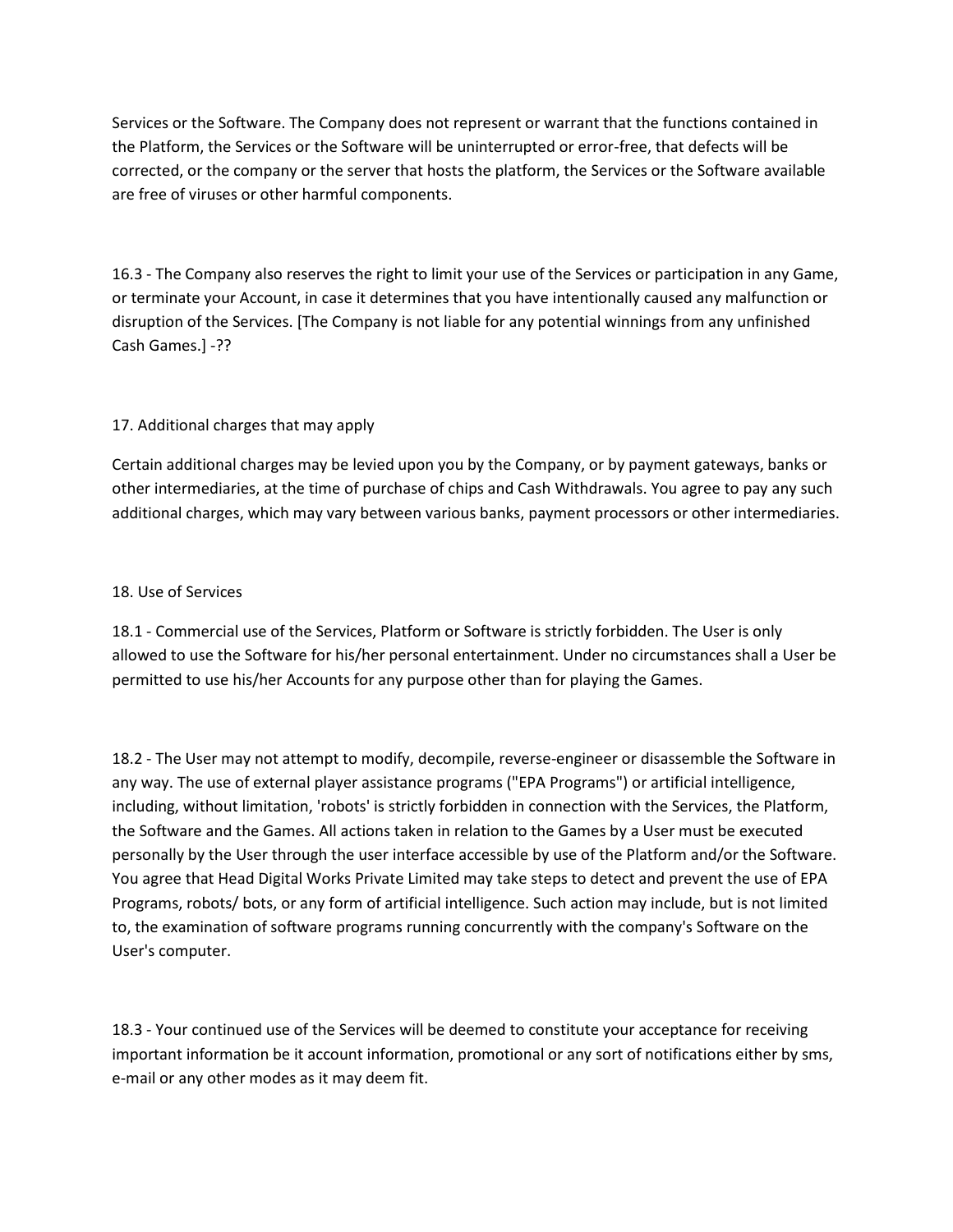Services or the Software. The Company does not represent or warrant that the functions contained in the Platform, the Services or the Software will be uninterrupted or error-free, that defects will be corrected, or the company or the server that hosts the platform, the Services or the Software available are free of viruses or other harmful components.

16.3 - The Company also reserves the right to limit your use of the Services or participation in any Game, or terminate your Account, in case it determines that you have intentionally caused any malfunction or disruption of the Services. [The Company is not liable for any potential winnings from any unfinished Cash Games.] -??

17. Additional charges that may apply

Certain additional charges may be levied upon you by the Company, or by payment gateways, banks or other intermediaries, at the time of purchase of chips and Cash Withdrawals. You agree to pay any such additional charges, which may vary between various banks, payment processors or other intermediaries.

18. Use of Services

18.1 - Commercial use of the Services, Platform or Software is strictly forbidden. The User is only allowed to use the Software for his/her personal entertainment. Under no circumstances shall a User be permitted to use his/her Accounts for any purpose other than for playing the Games.

18.2 - The User may not attempt to modify, decompile, reverse-engineer or disassemble the Software in any way. The use of external player assistance programs ("EPA Programs") or artificial intelligence, including, without limitation, 'robots' is strictly forbidden in connection with the Services, the Platform, the Software and the Games. All actions taken in relation to the Games by a User must be executed personally by the User through the user interface accessible by use of the Platform and/or the Software. You agree that Head Digital Works Private Limited may take steps to detect and prevent the use of EPA Programs, robots/ bots, or any form of artificial intelligence. Such action may include, but is not limited to, the examination of software programs running concurrently with the company's Software on the User's computer.

18.3 - Your continued use of the Services will be deemed to constitute your acceptance for receiving important information be it account information, promotional or any sort of notifications either by sms, e-mail or any other modes as it may deem fit.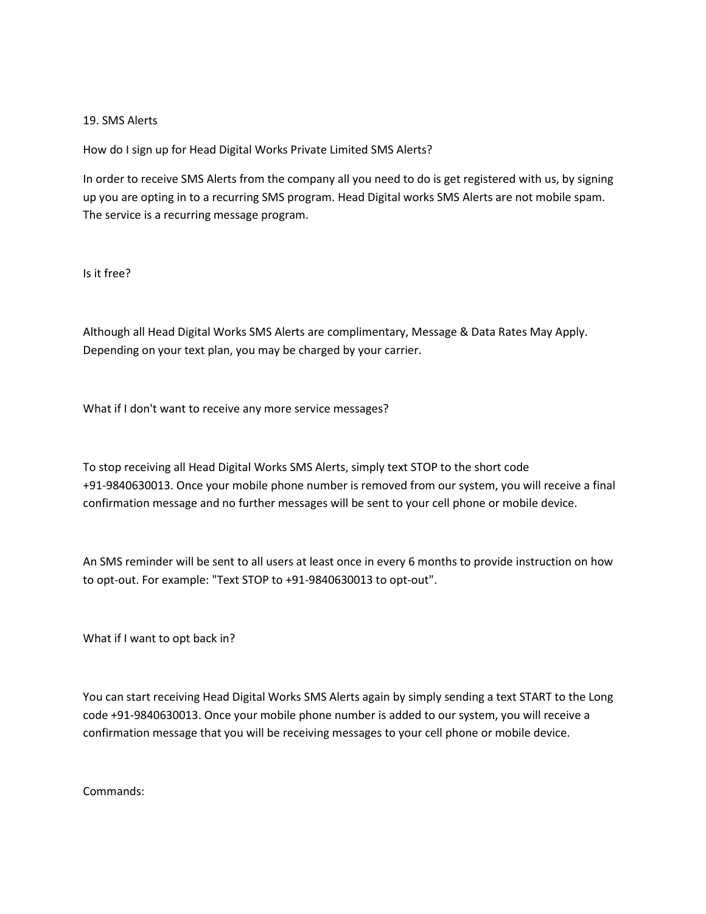## 19. SMS Alerts

How do I sign up for Head Digital Works Private Limited SMS Alerts?

In order to receive SMS Alerts from the company all you need to do is get registered with us, by signing up you are opting in to a recurring SMS program. Head Digital works SMS Alerts are not mobile spam. The service is a recurring message program.

Is it free?

Although all Head Digital Works SMS Alerts are complimentary, Message & Data Rates May Apply. Depending on your text plan, you may be charged by your carrier.

What if I don't want to receive any more service messages?

To stop receiving all Head Digital Works SMS Alerts, simply text STOP to the short code +91-9840630013. Once your mobile phone number is removed from our system, you will receive a final confirmation message and no further messages will be sent to your cell phone or mobile device.

An SMS reminder will be sent to all users at least once in every 6 months to provide instruction on how to opt-out. For example: "Text STOP to +91-9840630013 to opt-out".

What if I want to opt back in?

You can start receiving Head Digital Works SMS Alerts again by simply sending a text START to the Long code +91-9840630013. Once your mobile phone number is added to our system, you will receive a confirmation message that you will be receiving messages to your cell phone or mobile device.

Commands: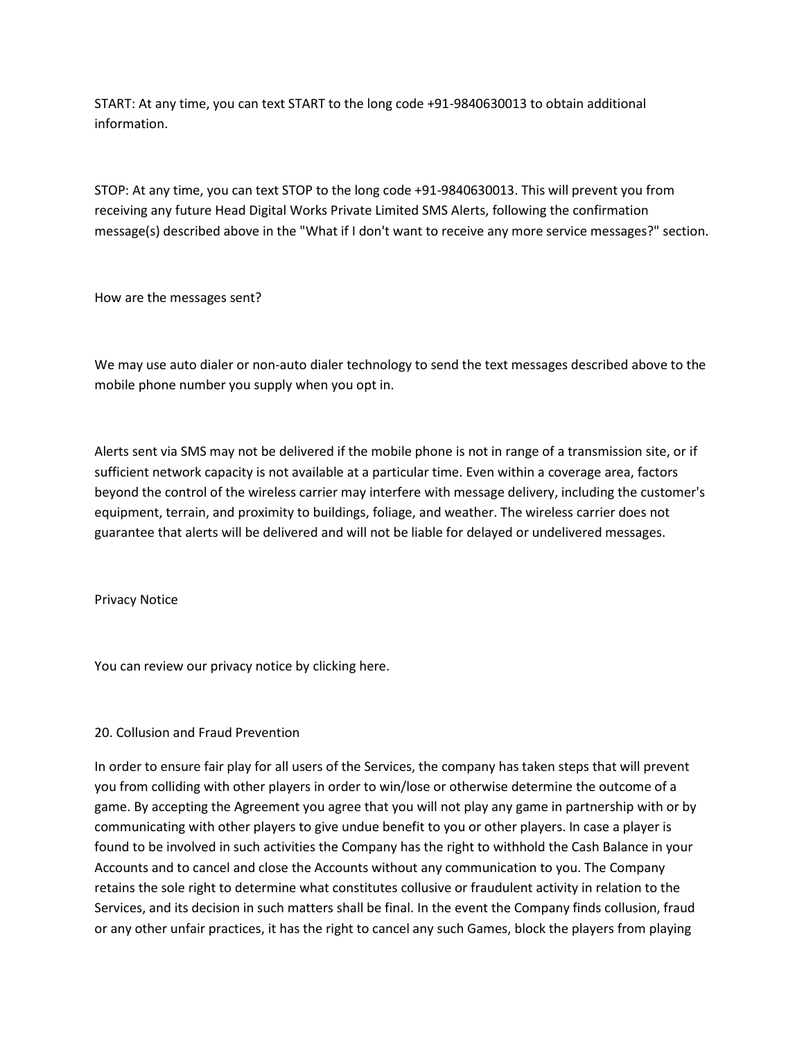START: At any time, you can text START to the long code +91-9840630013 to obtain additional information.

STOP: At any time, you can text STOP to the long code +91-9840630013. This will prevent you from receiving any future Head Digital Works Private Limited SMS Alerts, following the confirmation message(s) described above in the "What if I don't want to receive any more service messages?" section.

How are the messages sent?

We may use auto dialer or non-auto dialer technology to send the text messages described above to the mobile phone number you supply when you opt in.

Alerts sent via SMS may not be delivered if the mobile phone is not in range of a transmission site, or if sufficient network capacity is not available at a particular time. Even within a coverage area, factors beyond the control of the wireless carrier may interfere with message delivery, including the customer's equipment, terrain, and proximity to buildings, foliage, and weather. The wireless carrier does not guarantee that alerts will be delivered and will not be liable for delayed or undelivered messages.

Privacy Notice

You can review our privacy notice by clicking here.

20. Collusion and Fraud Prevention

In order to ensure fair play for all users of the Services, the company has taken steps that will prevent you from colliding with other players in order to win/lose or otherwise determine the outcome of a game. By accepting the Agreement you agree that you will not play any game in partnership with or by communicating with other players to give undue benefit to you or other players. In case a player is found to be involved in such activities the Company has the right to withhold the Cash Balance in your Accounts and to cancel and close the Accounts without any communication to you. The Company retains the sole right to determine what constitutes collusive or fraudulent activity in relation to the Services, and its decision in such matters shall be final. In the event the Company finds collusion, fraud or any other unfair practices, it has the right to cancel any such Games, block the players from playing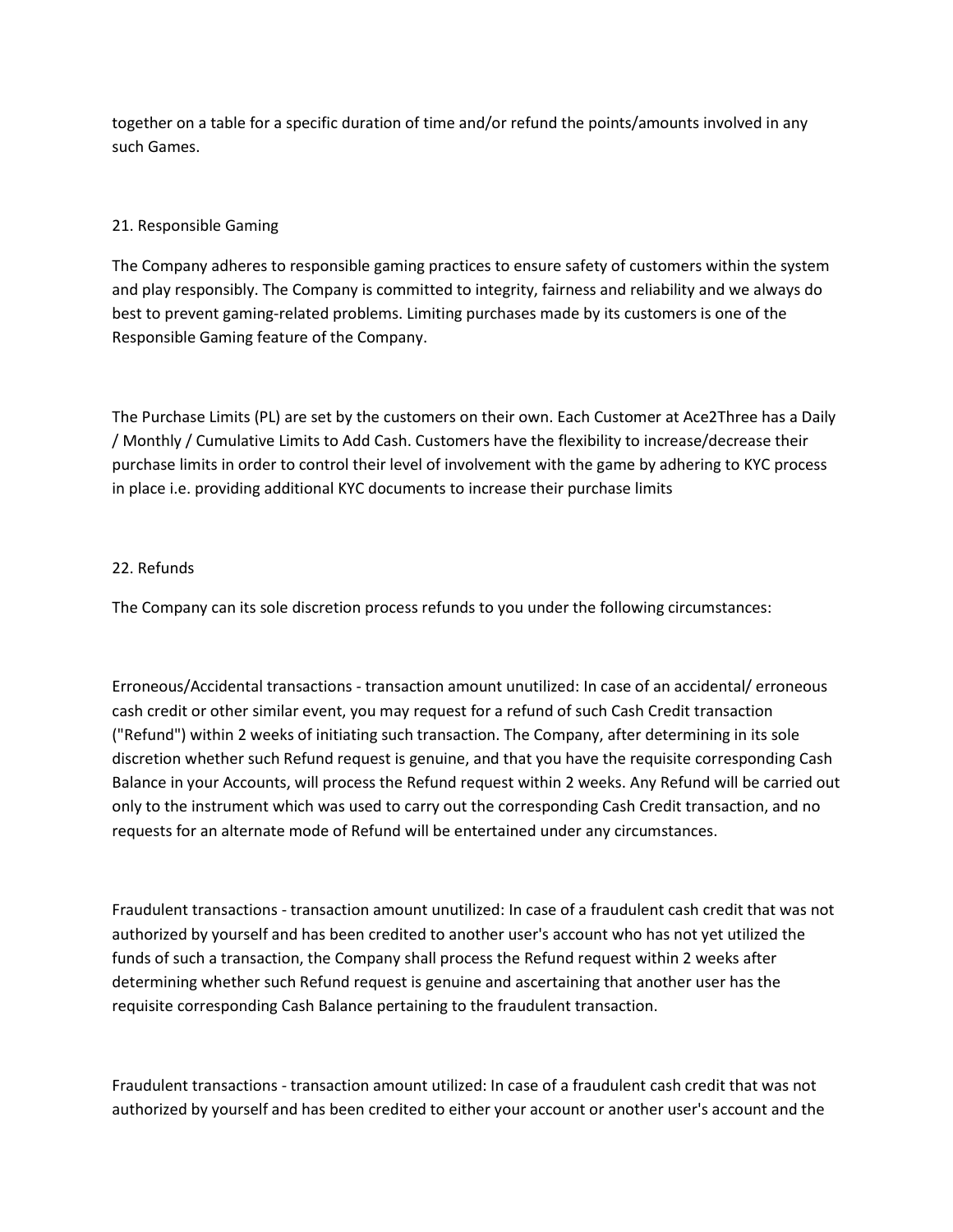together on a table for a specific duration of time and/or refund the points/amounts involved in any such Games.

## 21. Responsible Gaming

The Company adheres to responsible gaming practices to ensure safety of customers within the system and play responsibly. The Company is committed to integrity, fairness and reliability and we always do best to prevent gaming-related problems. Limiting purchases made by its customers is one of the Responsible Gaming feature of the Company.

The Purchase Limits (PL) are set by the customers on their own. Each Customer at Ace2Three has a Daily / Monthly / Cumulative Limits to Add Cash. Customers have the flexibility to increase/decrease their purchase limits in order to control their level of involvement with the game by adhering to KYC process in place i.e. providing additional KYC documents to increase their purchase limits

## 22. Refunds

The Company can its sole discretion process refunds to you under the following circumstances:

Erroneous/Accidental transactions - transaction amount unutilized: In case of an accidental/ erroneous cash credit or other similar event, you may request for a refund of such Cash Credit transaction ("Refund") within 2 weeks of initiating such transaction. The Company, after determining in its sole discretion whether such Refund request is genuine, and that you have the requisite corresponding Cash Balance in your Accounts, will process the Refund request within 2 weeks. Any Refund will be carried out only to the instrument which was used to carry out the corresponding Cash Credit transaction, and no requests for an alternate mode of Refund will be entertained under any circumstances.

Fraudulent transactions - transaction amount unutilized: In case of a fraudulent cash credit that was not authorized by yourself and has been credited to another user's account who has not yet utilized the funds of such a transaction, the Company shall process the Refund request within 2 weeks after determining whether such Refund request is genuine and ascertaining that another user has the requisite corresponding Cash Balance pertaining to the fraudulent transaction.

Fraudulent transactions - transaction amount utilized: In case of a fraudulent cash credit that was not authorized by yourself and has been credited to either your account or another user's account and the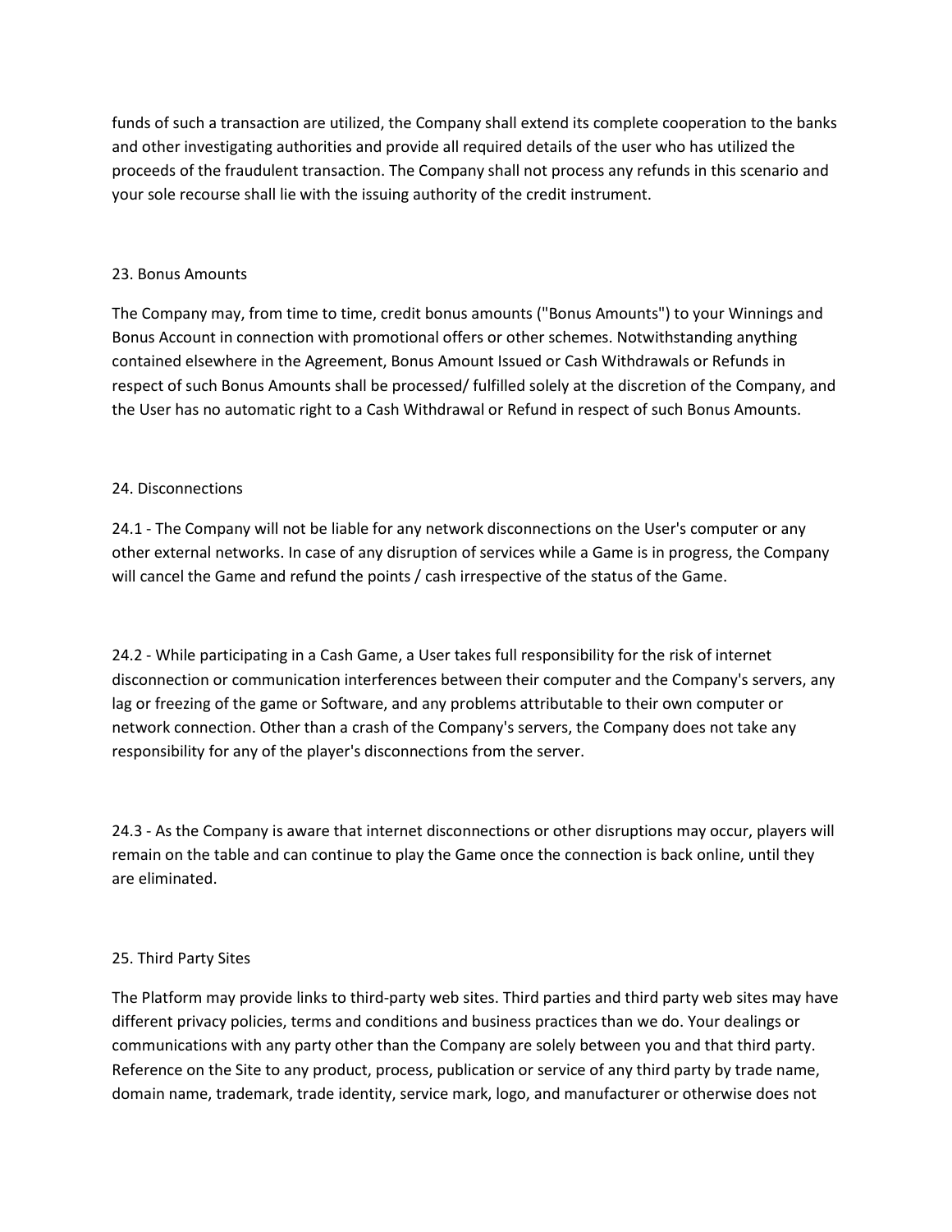funds of such a transaction are utilized, the Company shall extend its complete cooperation to the banks and other investigating authorities and provide all required details of the user who has utilized the proceeds of the fraudulent transaction. The Company shall not process any refunds in this scenario and your sole recourse shall lie with the issuing authority of the credit instrument.

## 23. Bonus Amounts

The Company may, from time to time, credit bonus amounts ("Bonus Amounts") to your Winnings and Bonus Account in connection with promotional offers or other schemes. Notwithstanding anything contained elsewhere in the Agreement, Bonus Amount Issued or Cash Withdrawals or Refunds in respect of such Bonus Amounts shall be processed/ fulfilled solely at the discretion of the Company, and the User has no automatic right to a Cash Withdrawal or Refund in respect of such Bonus Amounts.

## 24. Disconnections

24.1 - The Company will not be liable for any network disconnections on the User's computer or any other external networks. In case of any disruption of services while a Game is in progress, the Company will cancel the Game and refund the points / cash irrespective of the status of the Game.

24.2 - While participating in a Cash Game, a User takes full responsibility for the risk of internet disconnection or communication interferences between their computer and the Company's servers, any lag or freezing of the game or Software, and any problems attributable to their own computer or network connection. Other than a crash of the Company's servers, the Company does not take any responsibility for any of the player's disconnections from the server.

24.3 - As the Company is aware that internet disconnections or other disruptions may occur, players will remain on the table and can continue to play the Game once the connection is back online, until they are eliminated.

## 25. Third Party Sites

The Platform may provide links to third-party web sites. Third parties and third party web sites may have different privacy policies, terms and conditions and business practices than we do. Your dealings or communications with any party other than the Company are solely between you and that third party. Reference on the Site to any product, process, publication or service of any third party by trade name, domain name, trademark, trade identity, service mark, logo, and manufacturer or otherwise does not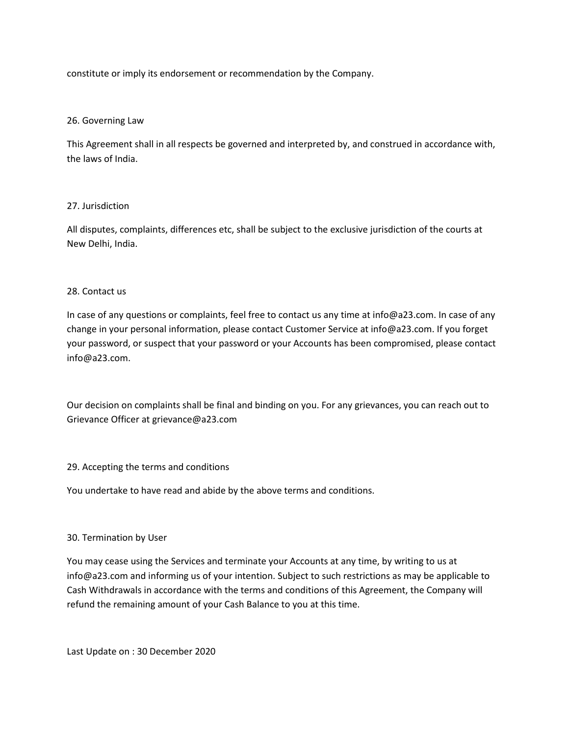constitute or imply its endorsement or recommendation by the Company.

## 26. Governing Law

This Agreement shall in all respects be governed and interpreted by, and construed in accordance with, the laws of India.

## 27. Jurisdiction

All disputes, complaints, differences etc, shall be subject to the exclusive jurisdiction of the courts at New Delhi, India.

## 28. Contact us

In case of any questions or complaints, feel free to contact us any time at info@a23.com. In case of any change in your personal information, please contact Customer Service at info@a23.com. If you forget your password, or suspect that your password or your Accounts has been compromised, please contact info@a23.com.

Our decision on complaints shall be final and binding on you. For any grievances, you can reach out to Grievance Officer at grievance@a23.com

## 29. Accepting the terms and conditions

You undertake to have read and abide by the above terms and conditions.

## 30. Termination by User

You may cease using the Services and terminate your Accounts at any time, by writing to us at info@a23.com and informing us of your intention. Subject to such restrictions as may be applicable to Cash Withdrawals in accordance with the terms and conditions of this Agreement, the Company will refund the remaining amount of your Cash Balance to you at this time.

Last Update on : 30 December 2020